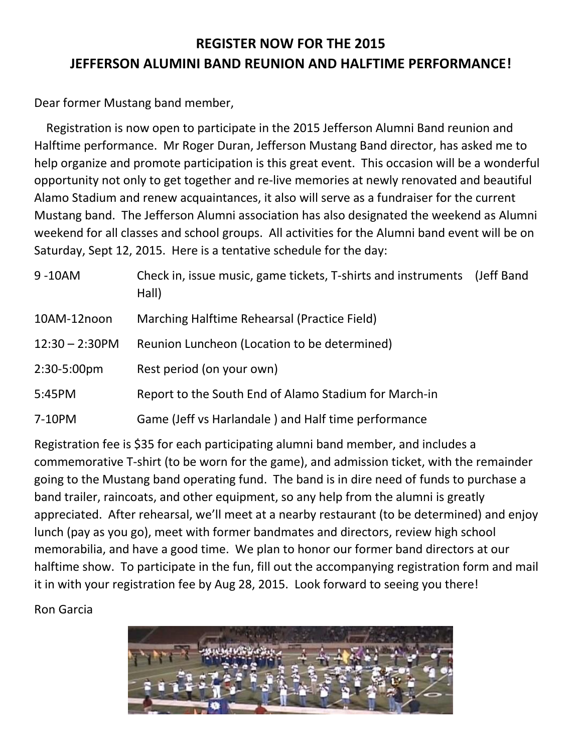# REGISTER NOW FOR THE 2015
# JEFFERSON ALUMINI BAND REUNION AND HALFTIME PERFORMANCE!

Dear former Mustang band member,

Registration is now open to participate in the 2015 Jefferson Alumni Band reunion and Halftime performance. Mr Roger Duran, Jefferson Mustang Band director, has asked me to help organize and promote participation is this great event. This occasion will be a wonderful opportunity not only to get together and re-live memories at newly renovated and beautiful Alamo Stadium and renew acquaintances, it also will serve as a fundraiser for the current Mustang band. The Jefferson Alumni association has also designated the weekend as Alumni weekend for all classes and school groups. All activities for the Alumni band event will be on Saturday, Sept 12, 2015. Here is a tentative schedule for the day:

| | |
|---|---|
| 9 -10AM | Check in, issue music, game tickets, T-shirts and instruments (Jeff Band Hall) |
| 10AM-12noon | Marching Halftime Rehearsal (Practice Field) |
| 12:30 – 2:30PM | Reunion Luncheon (Location to be determined) |
| 2:30-5:00pm | Rest period (on your own) |
| 5:45PM | Report to the South End of Alamo Stadium for March-in |
| 7-10PM | Game (Jeff vs Harlandale ) and Half time performance |

Registration fee is $35 for each participating alumni band member, and includes a commemorative T-shirt (to be worn for the game), and admission ticket, with the remainder going to the Mustang band operating fund. The band is in dire need of funds to purchase a band trailer, raincoats, and other equipment, so any help from the alumni is greatly appreciated. After rehearsal, we'll meet at a nearby restaurant (to be determined) and enjoy lunch (pay as you go), meet with former bandmates and directors, review high school memorabilia, and have a good time. We plan to honor our former band directors at our halftime show. To participate in the fun, fill out the accompanying registration form and mail it in with your registration fee by Aug 28, 2015. Look forward to seeing you there!

Ron Garcia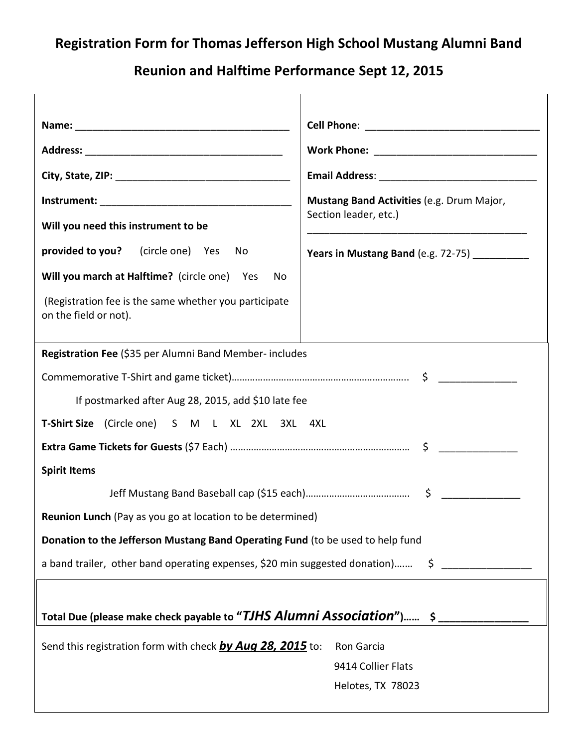# Registration Form for Thomas Jefferson High School Mustang Alumni Band

## Reunion and Halftime Performance Sept 12, 2015

**Name:** ______________________________________

**Address:** ____________________________________

**City, State, ZIP:** ______________________________

**Instrument:** __________________________________

**Will you need this instrument to be provided to you?** (circle one) Yes No

**Will you march at Halftime?** (circle one) Yes No

(Registration fee is the same whether you participate on the field or not).

**Cell Phone**: _______________________________

**Work Phone:** ______________________________

**Email Address**: ____________________________

**Mustang Band Activities** (e.g. Drum Major, Section leader, etc.)

_______________________________________

**Years in Mustang Band** (e.g. 72-75) __________

---

**Registration Fee** ($35 per Alumni Band Member- includes Commemorative T-Shirt and game ticket)………………………………………………………….. $ ______________

If postmarked after Aug 28, 2015, add $10 late fee

**T-Shirt Size** (Circle one) S M L XL 2XL 3XL 4XL

**Extra Game Tickets for Guests** ($7 Each) …………………………………………………………. $ ______________

**Spirit Items**

Jeff Mustang Band Baseball cap ($15 each)…………………………………. $ ______________

**Reunion Lunch** (Pay as you go at location to be determined)

**Donation to the Jefferson Mustang Band Operating Fund** (to be used to help fund a band trailer, other band operating expenses, $20 min suggested donation)……. $ ________________

**Total Due (please make check payable to "*TJHS Alumni Association*")…… $ _______________**

Send this registration form with check ***by Aug 28, 2015*** to:

Ron Garcia
9414 Collier Flats
Helotes, TX 78023